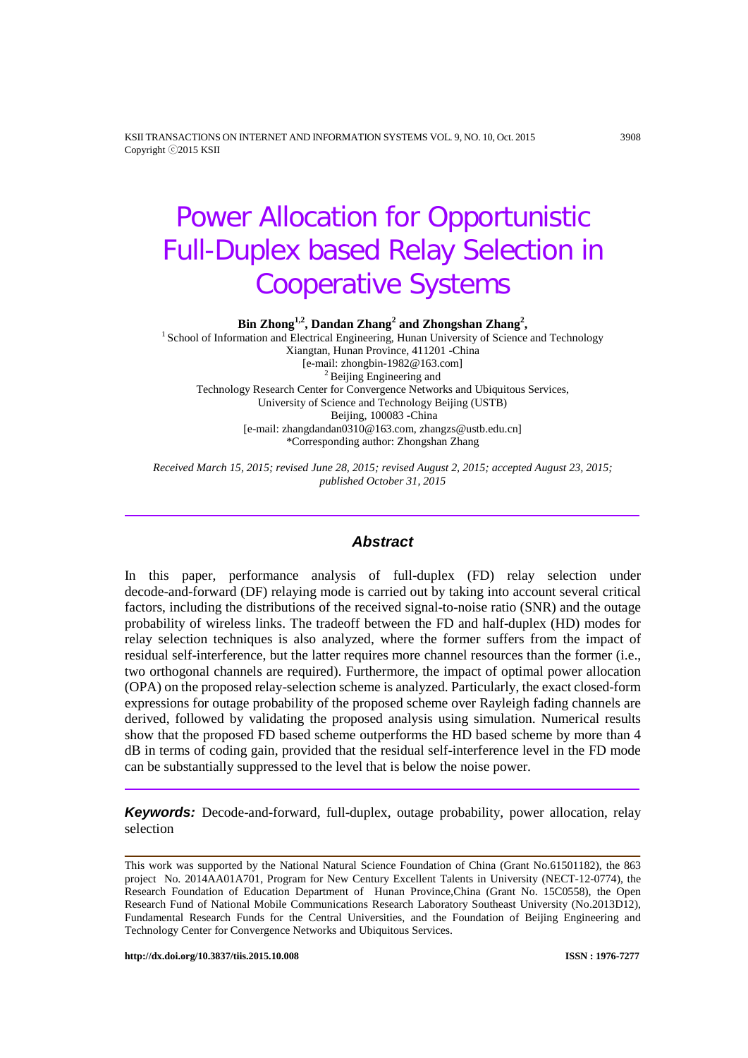# Power Allocation for Opportunistic Full-Duplex based Relay Selection in Cooperative Systems

**Bin Zhong[1,2], Dandan Zhang[2] and Zhongshan Zhang[2],**

[1] School of Information and Electrical Engineering, Hunan University of Science and Technology
Xiangtan, Hunan Province, 411201 -China
[e-mail: zhongbin-1982@163.com]
[2] Beijing Engineering and
Technology Research Center for Convergence Networks and Ubiquitous Services,
University of Science and Technology Beijing (USTB)
Beijing, 100083 -China
[e-mail: zhangdandan0310@163.com, zhangzs@ustb.edu.cn]
*Corresponding author: Zhongshan Zhang

*Received March 15, 2015; revised June 28, 2015; revised August 2, 2015; accepted August 23, 2015; published October 31, 2015*

## Abstract

In this paper, performance analysis of full-duplex (FD) relay selection under decode-and-forward (DF) relaying mode is carried out by taking into account several critical factors, including the distributions of the received signal-to-noise ratio (SNR) and the outage probability of wireless links. The tradeoff between the FD and half-duplex (HD) modes for relay selection techniques is also analyzed, where the former suffers from the impact of residual self-interference, but the latter requires more channel resources than the former (i.e., two orthogonal channels are required). Furthermore, the impact of optimal power allocation (OPA) on the proposed relay-selection scheme is analyzed. Particularly, the exact closed-form expressions for outage probability of the proposed scheme over Rayleigh fading channels are derived, followed by validating the proposed analysis using simulation. Numerical results show that the proposed FD based scheme outperforms the HD based scheme by more than 4 dB in terms of coding gain, provided that the residual self-interference level in the FD mode can be substantially suppressed to the level that is below the noise power.

***Keywords:*** Decode-and-forward, full-duplex, outage probability, power allocation, relay selection

---

This work was supported by the National Natural Science Foundation of China (Grant No.61501182), the 863 project No. 2014AA01A701, Program for New Century Excellent Talents in University (NECT-12-0774), the Research Foundation of Education Department of Hunan Province,China (Grant No. 15C0558), the Open Research Fund of National Mobile Communications Research Laboratory Southeast University (No.2013D12), Fundamental Research Funds for the Central Universities, and the Foundation of Beijing Engineering and Technology Center for Convergence Networks and Ubiquitous Services.

http://dx.doi.org/10.3837/tiis.2015.10.008 ISSN : 1976-7277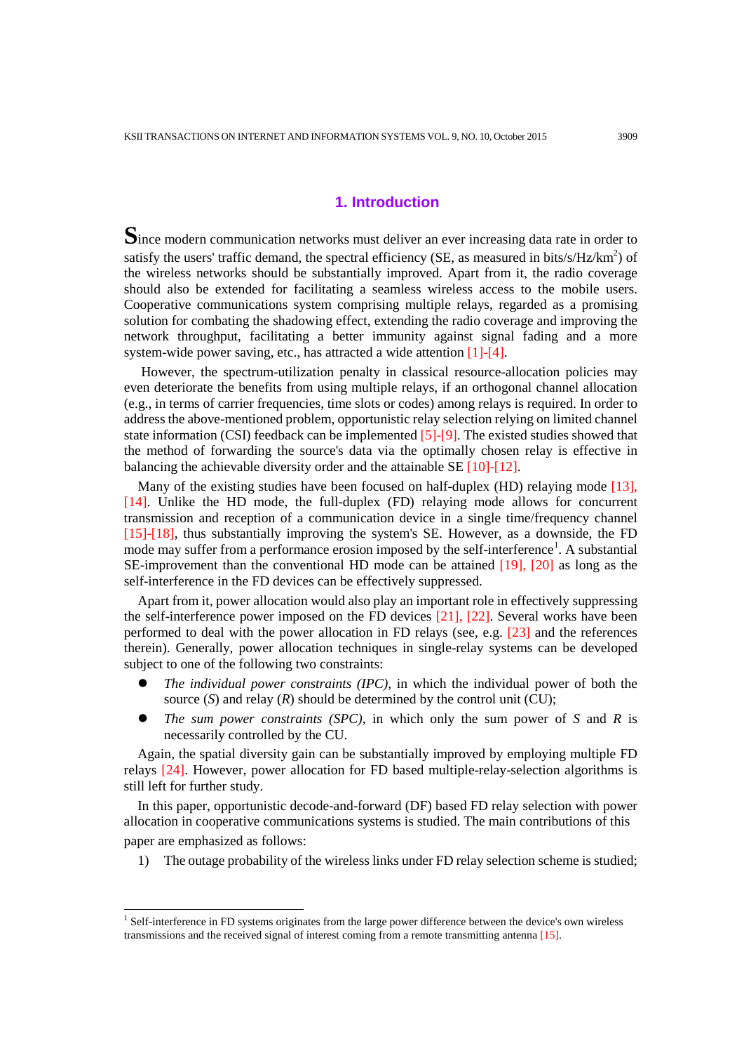## 1. Introduction

Since modern communication networks must deliver an ever increasing data rate in order to satisfy the users' traffic demand, the spectral efficiency (SE, as measured in bits/s/Hz/km$^2$) of the wireless networks should be substantially improved. Apart from it, the radio coverage should also be extended for facilitating a seamless wireless access to the mobile users. Cooperative communications system comprising multiple relays, regarded as a promising solution for combating the shadowing effect, extending the radio coverage and improving the network throughput, facilitating a better immunity against signal fading and a more system-wide power saving, etc., has attracted a wide attention [1]-[4].

However, the spectrum-utilization penalty in classical resource-allocation policies may even deteriorate the benefits from using multiple relays, if an orthogonal channel allocation (e.g., in terms of carrier frequencies, time slots or codes) among relays is required. In order to address the above-mentioned problem, opportunistic relay selection relying on limited channel state information (CSI) feedback can be implemented [5]-[9]. The existed studies showed that the method of forwarding the source's data via the optimally chosen relay is effective in balancing the achievable diversity order and the attainable SE [10]-[12].

Many of the existing studies have been focused on half-duplex (HD) relaying mode [13], [14]. Unlike the HD mode, the full-duplex (FD) relaying mode allows for concurrent transmission and reception of a communication device in a single time/frequency channel [15]-[18], thus substantially improving the system's SE. However, as a downside, the FD mode may suffer from a performance erosion imposed by the self-interference[1]. A substantial SE-improvement than the conventional HD mode can be attained [19], [20] as long as the self-interference in the FD devices can be effectively suppressed.

Apart from it, power allocation would also play an important role in effectively suppressing the self-interference power imposed on the FD devices [21], [22]. Several works have been performed to deal with the power allocation in FD relays (see, e.g. [23] and the references therein). Generally, power allocation techniques in single-relay systems can be developed subject to one of the following two constraints:

- *The individual power constraints (IPC)*, in which the individual power of both the source ($S$) and relay ($R$) should be determined by the control unit (CU);
- *The sum power constraints (SPC)*, in which only the sum power of $S$ and $R$ is necessarily controlled by the CU.

Again, the spatial diversity gain can be substantially improved by employing multiple FD relays [24]. However, power allocation for FD based multiple-relay-selection algorithms is still left for further study.

In this paper, opportunistic decode-and-forward (DF) based FD relay selection with power allocation in cooperative communications systems is studied. The main contributions of this paper are emphasized as follows:

1) The outage probability of the wireless links under FD relay selection scheme is studied;

[1] Self-interference in FD systems originates from the large power difference between the device's own wireless transmissions and the received signal of interest coming from a remote transmitting antenna [15].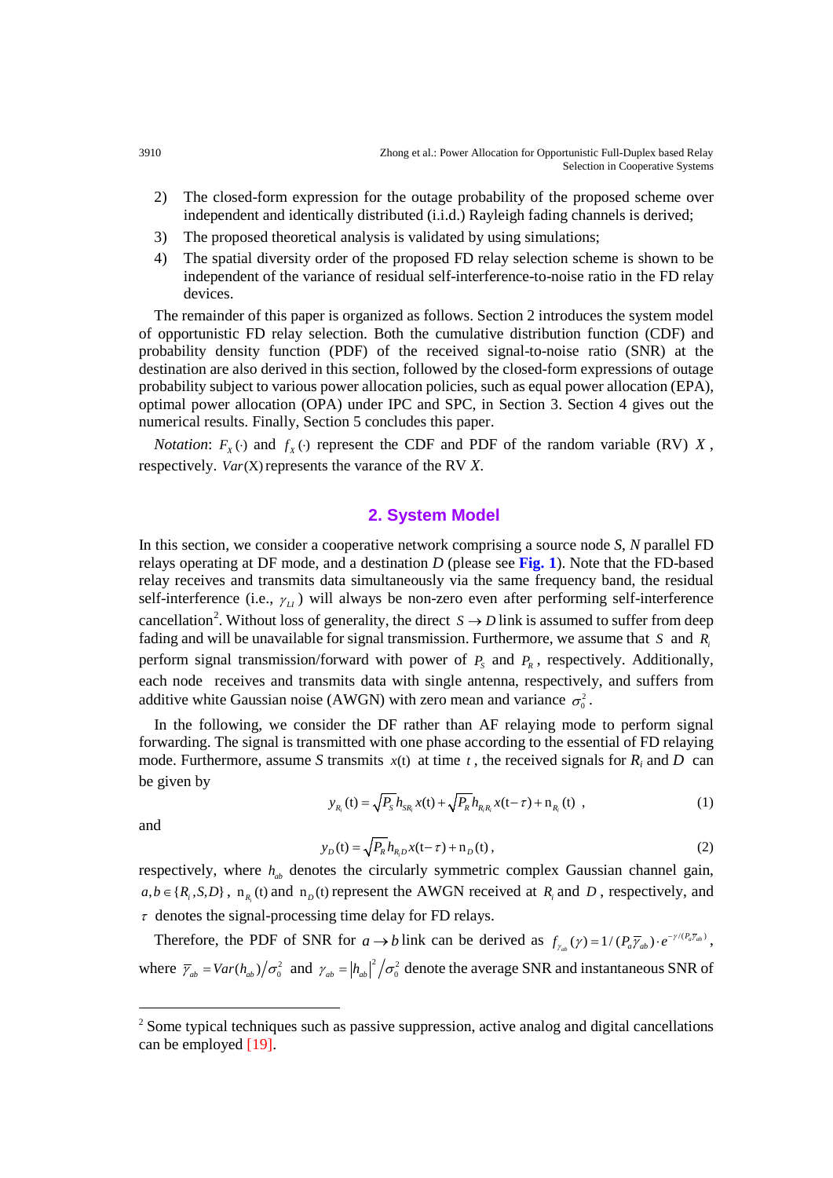2) The closed-form expression for the outage probability of the proposed scheme over independent and identically distributed (i.i.d.) Rayleigh fading channels is derived;
3) The proposed theoretical analysis is validated by using simulations;
4) The spatial diversity order of the proposed FD relay selection scheme is shown to be independent of the variance of residual self-interference-to-noise ratio in the FD relay devices.

The remainder of this paper is organized as follows. Section 2 introduces the system model of opportunistic FD relay selection. Both the cumulative distribution function (CDF) and probability density function (PDF) of the received signal-to-noise ratio (SNR) at the destination are also derived in this section, followed by the closed-form expressions of outage probability subject to various power allocation policies, such as equal power allocation (EPA), optimal power allocation (OPA) under IPC and SPC, in Section 3. Section 4 gives out the numerical results. Finally, Section 5 concludes this paper.

*Notation*: $F_X(\cdot)$ and $f_X(\cdot)$ represent the CDF and PDF of the random variable (RV) $X$, respectively. $Var(\mathrm{X})$ represents the varance of the RV *X*.

## 2. System Model

In this section, we consider a cooperative network comprising a source node *S*, *N* parallel FD relays operating at DF mode, and a destination *D* (please see **Fig. 1**). Note that the FD-based relay receives and transmits data simultaneously via the same frequency band, the residual self-interference (i.e., $\gamma_{LI}$) will always be non-zero even after performing self-interference cancellation[2]. Without loss of generality, the direct $S \rightarrow D$ link is assumed to suffer from deep fading and will be unavailable for signal transmission. Furthermore, we assume that $S$ and $R_i$ perform signal transmission/forward with power of $P_S$ and $P_R$, respectively. Additionally, each node receives and transmits data with single antenna, respectively, and suffers from additive white Gaussian noise (AWGN) with zero mean and variance $\sigma_0^2$.

In the following, we consider the DF rather than AF relaying mode to perform signal forwarding. The signal is transmitted with one phase according to the essential of FD relaying mode. Furthermore, assume *S* transmits $x(\mathrm{t})$ at time $t$, the received signals for $R_i$ and $D$ can be given by

$$y_{R_i}(\mathrm{t}) = \sqrt{P_S} h_{SR_i} x(\mathrm{t}) + \sqrt{P_R} h_{R_i R_i} x(\mathrm{t} - \tau) + \mathrm{n}_{R_i}(\mathrm{t}) \ , \tag{1}$$

and

$$y_D(\mathrm{t}) = \sqrt{P_R} h_{R_i D} x(\mathrm{t} - \tau) + \mathrm{n}_D(\mathrm{t}) \, , \tag{2}$$

respectively, where $h_{ab}$ denotes the circularly symmetric complex Gaussian channel gain, $a, b \in \{R_i, S, D\}$, $\mathrm{n}_{R_i}(\mathrm{t})$ and $\mathrm{n}_D(\mathrm{t})$ represent the AWGN received at $R_i$ and $D$, respectively, and $\tau$ denotes the signal-processing time delay for FD relays.

Therefore, the PDF of SNR for $a \rightarrow b$ link can be derived as $f_{\gamma_{ab}}(\gamma) = 1/(P_a \overline{\gamma}_{ab}) \cdot e^{-\gamma/(P_a \overline{\gamma}_{ab})}$, where $\overline{\gamma}_{ab} = Var(h_{ab})/\sigma_0^2$ and $\gamma_{ab} = |h_{ab}|^2 / \sigma_0^2$ denote the average SNR and instantaneous SNR of

[2] Some typical techniques such as passive suppression, active analog and digital cancellations can be employed [19].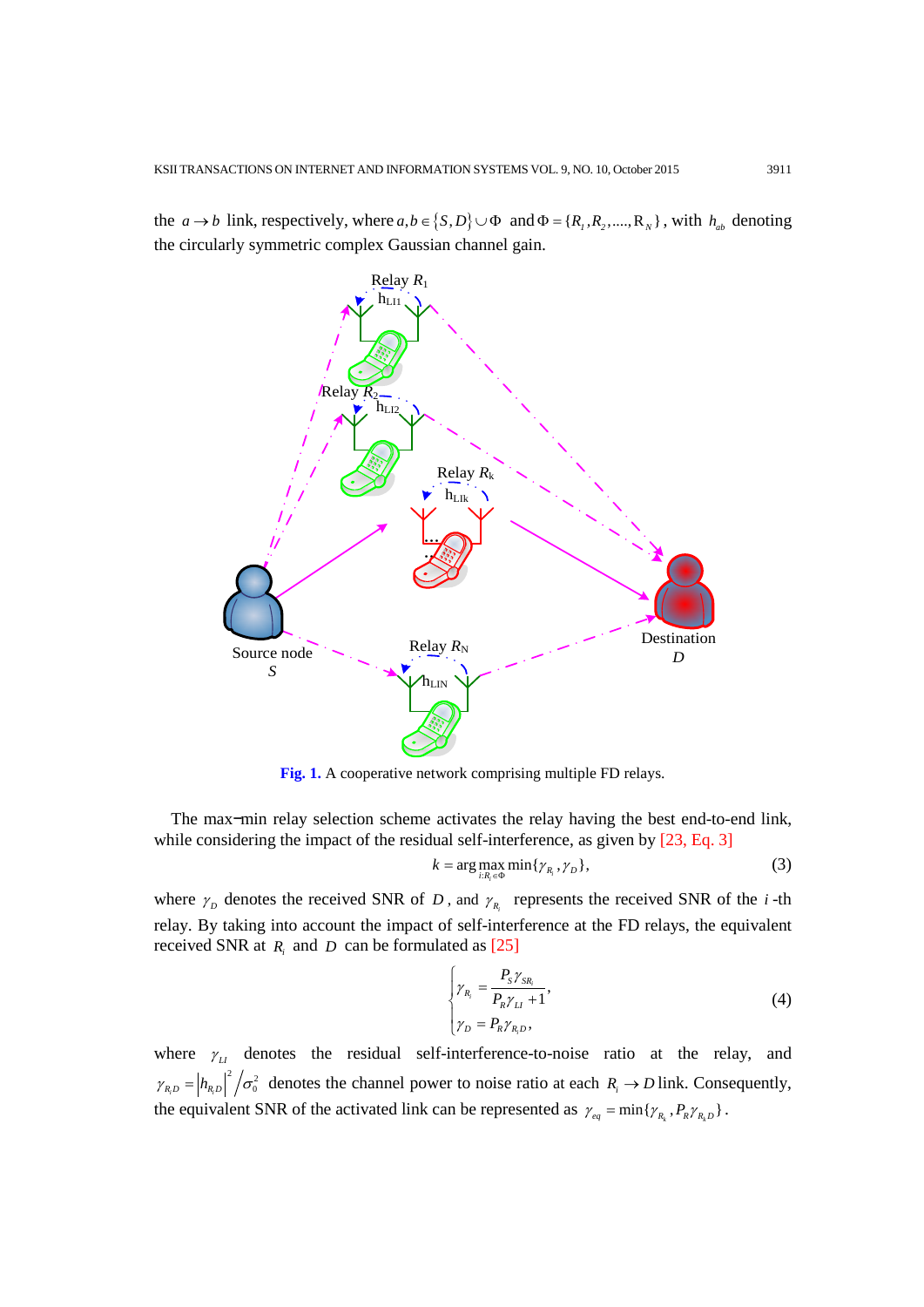the $a \to b$ link, respectively, where $a, b \in \{S, D\} \cup \Phi$ and $\Phi = \{R_1, R_2, ...., R_N\}$, with $h_{ab}$ denoting the circularly symmetric complex Gaussian channel gain.

**Fig. 1.** A cooperative network comprising multiple FD relays.

The max−min relay selection scheme activates the relay having the best end-to-end link, while considering the impact of the residual self-interference, as given by [23, Eq. 3]

$$k = \arg\max_{i:R_i \in \Phi} \min\{\gamma_{R_i}, \gamma_D\}, \tag{3}$$

where $\gamma_D$ denotes the received SNR of $D$, and $\gamma_{R_i}$ represents the received SNR of the $i$-th relay. By taking into account the impact of self-interference at the FD relays, the equivalent received SNR at $R_i$ and $D$ can be formulated as [25]

$$\begin{cases} \gamma_{R_i} = \dfrac{P_S \gamma_{SR_i}}{P_R \gamma_{LI} + 1}, \\ \gamma_D = P_R \gamma_{R_i D}, \end{cases} \tag{4}$$

where $\gamma_{LI}$ denotes the residual self-interference-to-noise ratio at the relay, and $\gamma_{R_i D} = \left|h_{R_i D}\right|^2 / \sigma_0^2$ denotes the channel power to noise ratio at each $R_i \to D$ link. Consequently, the equivalent SNR of the activated link can be represented as $\gamma_{eq} = \min\{\gamma_{R_k}, P_R \gamma_{R_k D}\}$.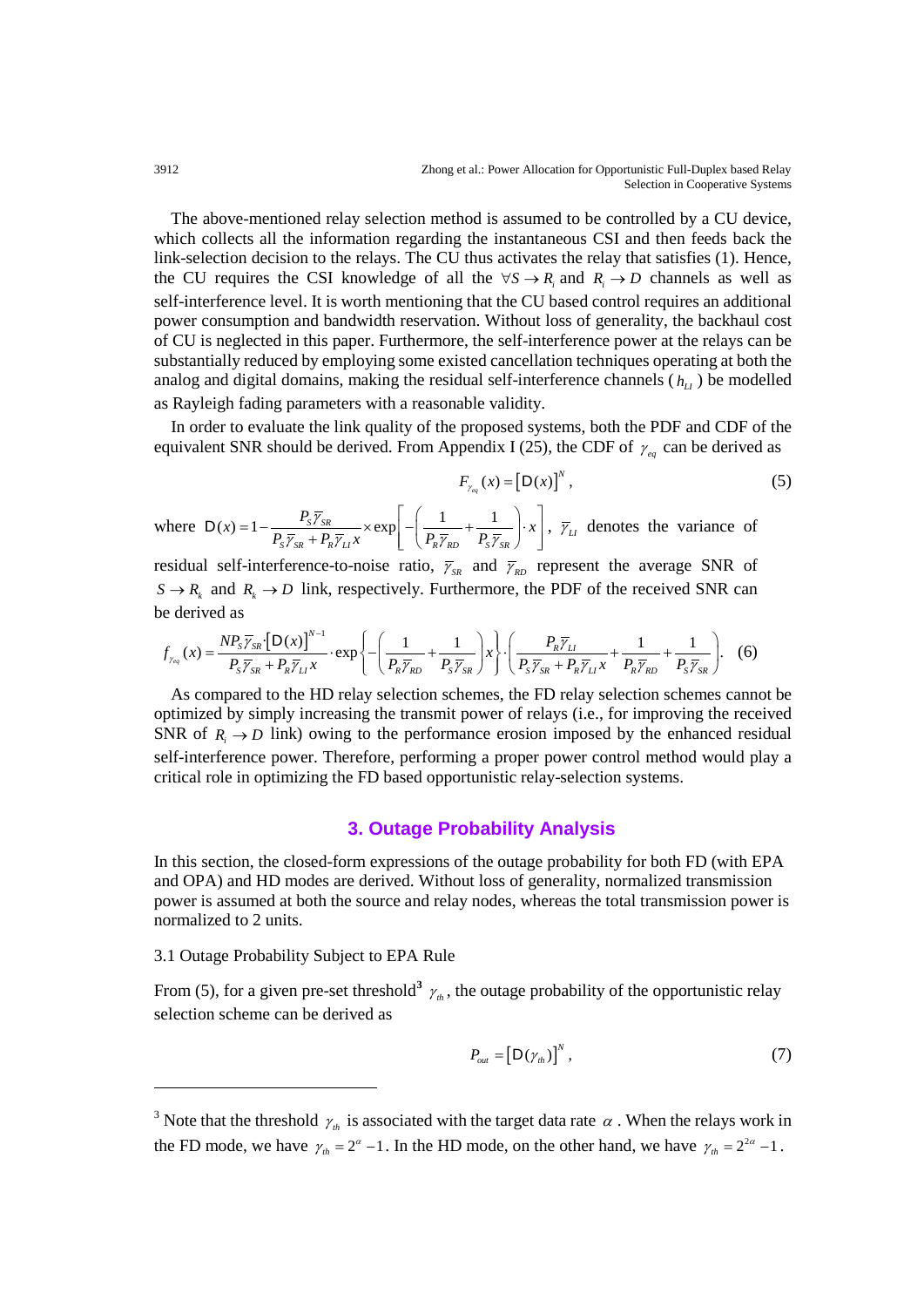The above-mentioned relay selection method is assumed to be controlled by a CU device, which collects all the information regarding the instantaneous CSI and then feeds back the link-selection decision to the relays. The CU thus activates the relay that satisfies (1). Hence, the CU requires the CSI knowledge of all the $\forall S \rightarrow R_i$ and $R_i \rightarrow D$ channels as well as self-interference level. It is worth mentioning that the CU based control requires an additional power consumption and bandwidth reservation. Without loss of generality, the backhaul cost of CU is neglected in this paper. Furthermore, the self-interference power at the relays can be substantially reduced by employing some existed cancellation techniques operating at both the analog and digital domains, making the residual self-interference channels ($h_{LI}$) be modelled as Rayleigh fading parameters with a reasonable validity.

In order to evaluate the link quality of the proposed systems, both the PDF and CDF of the equivalent SNR should be derived. From Appendix I (25), the CDF of $\gamma_{eq}$ can be derived as

$$F_{\gamma_{eq}}(x) = \left[\mathsf{D}(x)\right]^N, \tag{5}$$

where $\mathsf{D}(x) = 1 - \dfrac{P_S \overline{\gamma}_{SR}}{P_S \overline{\gamma}_{SR} + P_R \overline{\gamma}_{LI} x} \times \exp\left[-\left(\dfrac{1}{P_R \overline{\gamma}_{RD}} + \dfrac{1}{P_S \overline{\gamma}_{SR}}\right) \cdot x\right]$, $\overline{\gamma}_{LI}$ denotes the variance of residual self-interference-to-noise ratio, $\overline{\gamma}_{SR}$ and $\overline{\gamma}_{RD}$ represent the average SNR of $S \rightarrow R_k$ and $R_k \rightarrow D$ link, respectively. Furthermore, the PDF of the received SNR can be derived as

$$f_{\gamma_{eq}}(x) = \frac{N P_S \overline{\gamma}_{SR} \cdot \left[\mathsf{D}(x)\right]^{N-1}}{P_S \overline{\gamma}_{SR} + P_R \overline{\gamma}_{LI} x} \cdot \exp\left\{-\left(\frac{1}{P_R \overline{\gamma}_{RD}} + \frac{1}{P_S \overline{\gamma}_{SR}}\right) x\right\} \cdot \left(\frac{P_R \overline{\gamma}_{LI}}{P_S \overline{\gamma}_{SR} + P_R \overline{\gamma}_{LI} x} + \frac{1}{P_R \overline{\gamma}_{RD}} + \frac{1}{P_S \overline{\gamma}_{SR}}\right). \tag{6}$$

As compared to the HD relay selection schemes, the FD relay selection schemes cannot be optimized by simply increasing the transmit power of relays (i.e., for improving the received SNR of $R_i \rightarrow D$ link) owing to the performance erosion imposed by the enhanced residual self-interference power. Therefore, performing a proper power control method would play a critical role in optimizing the FD based opportunistic relay-selection systems.

## 3. Outage Probability Analysis

In this section, the closed-form expressions of the outage probability for both FD (with EPA and OPA) and HD modes are derived. Without loss of generality, normalized transmission power is assumed at both the source and relay nodes, whereas the total transmission power is normalized to 2 units.

### 3.1 Outage Probability Subject to EPA Rule

From (5), for a given pre-set threshold[3] $\gamma_{th}$, the outage probability of the opportunistic relay selection scheme can be derived as

$$P_{out} = \left[\mathsf{D}(\gamma_{th})\right]^N, \tag{7}$$

[3] Note that the threshold $\gamma_{th}$ is associated with the target data rate $\alpha$. When the relays work in the FD mode, we have $\gamma_{th} = 2^{\alpha} - 1$. In the HD mode, on the other hand, we have $\gamma_{th} = 2^{2\alpha} - 1$.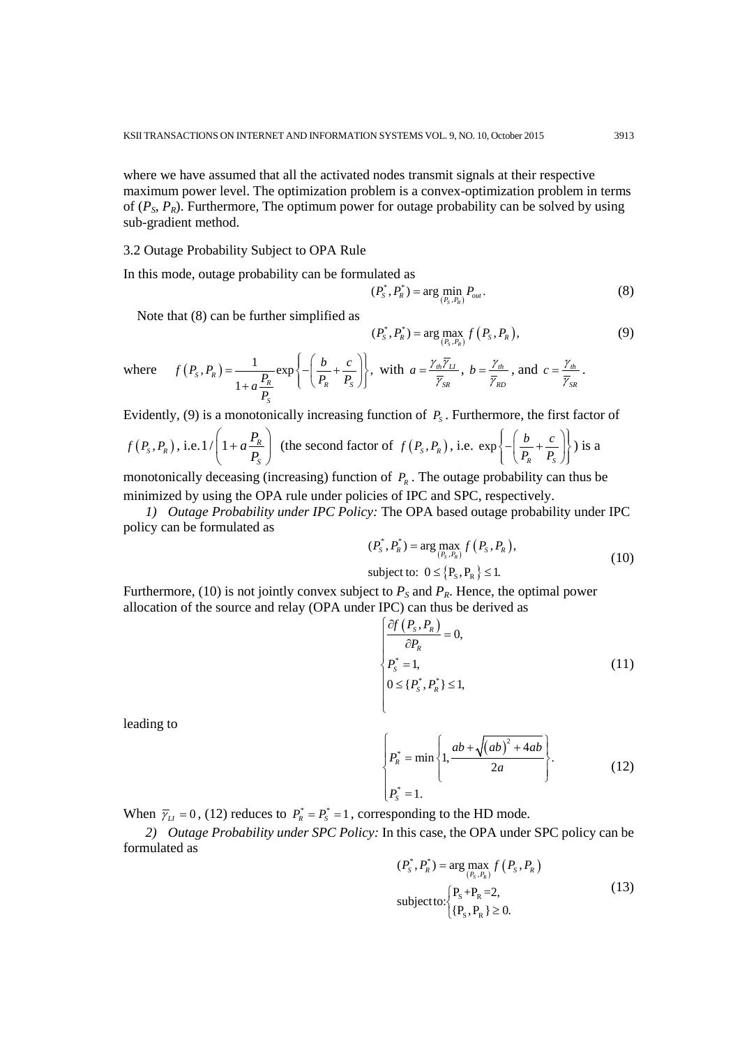where we have assumed that all the activated nodes transmit signals at their respective maximum power level. The optimization problem is a convex-optimization problem in terms of ($P_S$, $P_R$). Furthermore, The optimum power for outage probability can be solved by using sub-gradient method.

### 3.2 Outage Probability Subject to OPA Rule

In this mode, outage probability can be formulated as

$$(P_S^*, P_R^*) = \arg\min_{(P_S, P_R)} P_{out}. \tag{8}$$

Note that (8) can be further simplified as

$$(P_S^*, P_R^*) = \arg\max_{(P_S, P_R)} f\left(P_S, P_R\right), \tag{9}$$

where $f\left(P_S, P_R\right) = \dfrac{1}{1 + a\dfrac{P_R}{P_S}} \exp\left\{-\left(\dfrac{b}{P_R} + \dfrac{c}{P_S}\right)\right\}$, with $a = \dfrac{\gamma_{th}\overline{\gamma}_{LI}}{\overline{\gamma}_{SR}}$, $b = \dfrac{\gamma_{th}}{\overline{\gamma}_{RD}}$, and $c = \dfrac{\gamma_{th}}{\overline{\gamma}_{SR}}$.

Evidently, (9) is a monotonically increasing function of $P_S$. Furthermore, the first factor of $f\left(P_S, P_R\right)$, i.e. $1/\left(1 + a\dfrac{P_R}{P_S}\right)$ (the second factor of $f\left(P_S, P_R\right)$, i.e. $\exp\left\{-\left(\dfrac{b}{P_R} + \dfrac{c}{P_S}\right)\right\}$) is a monotonically deceasing (increasing) function of $P_R$. The outage probability can thus be minimized by using the OPA rule under policies of IPC and SPC, respectively.

*1) Outage Probability under IPC Policy:* The OPA based outage probability under IPC policy can be formulated as

$$\begin{aligned} &(P_S^*, P_R^*) = \arg\max_{(P_S, P_R)} f\left(P_S, P_R\right), \\ &\text{subject to: } 0 \le \left\{\mathrm{P_S}, \mathrm{P_R}\right\} \le 1. \end{aligned} \tag{10}$$

Furthermore, (10) is not jointly convex subject to $P_S$ and $P_R$. Hence, the optimal power allocation of the source and relay (OPA under IPC) can thus be derived as

$$\begin{cases} \dfrac{\partial f\left(P_S, P_R\right)}{\partial P_R} = 0, \\ P_S^* = 1, \\ 0 \le \{P_S^*, P_R^*\} \le 1, \end{cases} \tag{11}$$

leading to

$$\begin{cases} P_R^* = \min\left\{1, \dfrac{ab + \sqrt{(ab)^2 + 4ab}}{2a}\right\}. \\ P_S^* = 1. \end{cases} \tag{12}$$

When $\overline{\gamma}_{LI} = 0$, (12) reduces to $P_R^* = P_S^* = 1$, corresponding to the HD mode.

*2) Outage Probability under SPC Policy:* In this case, the OPA under SPC policy can be formulated as

$$\begin{aligned} &(P_S^*, P_R^*) = \arg\max_{(P_S, P_R)} f\left(P_S, P_R\right) \\ &\text{subject to:} \begin{cases} \mathrm{P_S} + \mathrm{P_R} = 2, \\ \{\mathrm{P_S}, \mathrm{P_R}\} \ge 0. \end{cases} \end{aligned} \tag{13}$$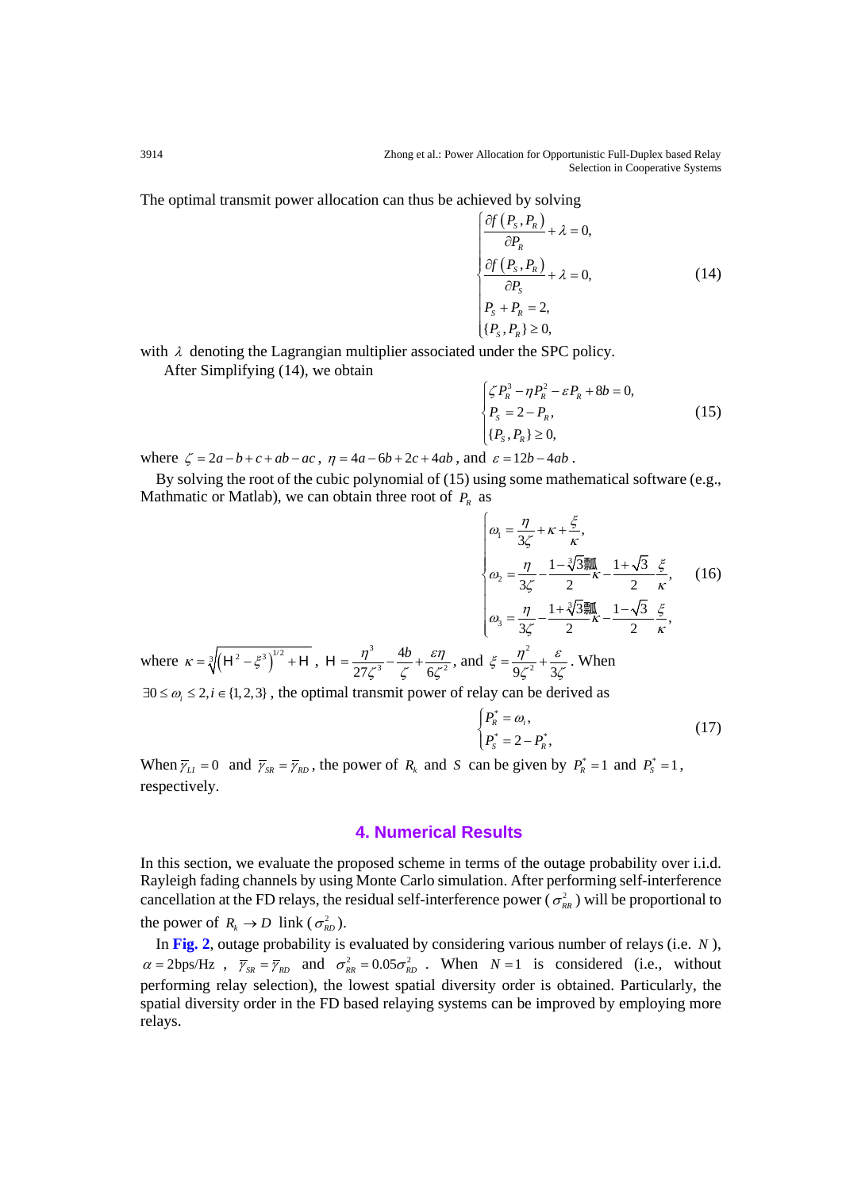The optimal transmit power allocation can thus be achieved by solving

$$\begin{cases} \dfrac{\partial f\left(P_S, P_R\right)}{\partial P_R} + \lambda = 0, \\ \dfrac{\partial f\left(P_S, P_R\right)}{\partial P_S} + \lambda = 0, \\ P_S + P_R = 2, \\ \{P_S, P_R\} \geq 0, \end{cases} \tag{14}$$

with $\lambda$ denoting the Lagrangian multiplier associated under the SPC policy.

After Simplifying (14), we obtain

$$\begin{cases} \zeta P_R^3 - \eta P_R^2 - \varepsilon P_R + 8b = 0, \\ P_S = 2 - P_R, \\ \{P_S, P_R\} \geq 0, \end{cases} \tag{15}$$

where $\zeta = 2a - b + c + ab - ac$, $\eta = 4a - 6b + 2c + 4ab$, and $\varepsilon = 12b - 4ab$.

By solving the root of the cubic polynomial of (15) using some mathematical software (e.g., Mathmatic or Matlab), we can obtain three root of $P_R$ as

$$\begin{cases} \omega_1 = \dfrac{\eta}{3\zeta} + \kappa + \dfrac{\xi}{\kappa}, \\ \omega_2 = \dfrac{\eta}{3\zeta} - \dfrac{1 - \sqrt[3]{3}\,\text{i}}{2}\kappa - \dfrac{1 + \sqrt{3}}{2}\dfrac{\xi}{\kappa}, \\ \omega_3 = \dfrac{\eta}{3\zeta} - \dfrac{1 + \sqrt[3]{3}\,\text{i}}{2}\kappa - \dfrac{1 - \sqrt{3}}{2}\dfrac{\xi}{\kappa}, \end{cases} \tag{16}$$

where $\kappa = \sqrt[3]{\left(\mathrm{H}^2 - \xi^3\right)^{1/2} + \mathrm{H}}$, $\mathrm{H} = \dfrac{\eta^3}{27\zeta^3} - \dfrac{4b}{\zeta} + \dfrac{\varepsilon\eta}{6\zeta^2}$, and $\xi = \dfrac{\eta^2}{9\zeta^2} + \dfrac{\varepsilon}{3\zeta}$. When $\exists 0 \leq \omega_i \leq 2, i \in \{1,2,3\}$, the optimal transmit power of relay can be derived as

$$\begin{cases} P_R^* = \omega_i, \\ P_S^* = 2 - P_R^*, \end{cases} \tag{17}$$

When $\overline{\gamma}_{LI} = 0$ and $\overline{\gamma}_{SR} = \overline{\gamma}_{RD}$, the power of $R_k$ and $S$ can be given by $P_R^* = 1$ and $P_S^* = 1$, respectively.

## 4. Numerical Results

In this section, we evaluate the proposed scheme in terms of the outage probability over i.i.d. Rayleigh fading channels by using Monte Carlo simulation. After performing self-interference cancellation at the FD relays, the residual self-interference power ($\sigma_{RR}^2$) will be proportional to the power of $R_k \to D$ link ($\sigma_{RD}^2$).

In **Fig. 2**, outage probability is evaluated by considering various number of relays (i.e. $N$), $\alpha = 2$bps/Hz, $\overline{\gamma}_{SR} = \overline{\gamma}_{RD}$ and $\sigma_{RR}^2 = 0.05\sigma_{RD}^2$. When $N = 1$ is considered (i.e., without performing relay selection), the lowest spatial diversity order is obtained. Particularly, the spatial diversity order in the FD based relaying systems can be improved by employing more relays.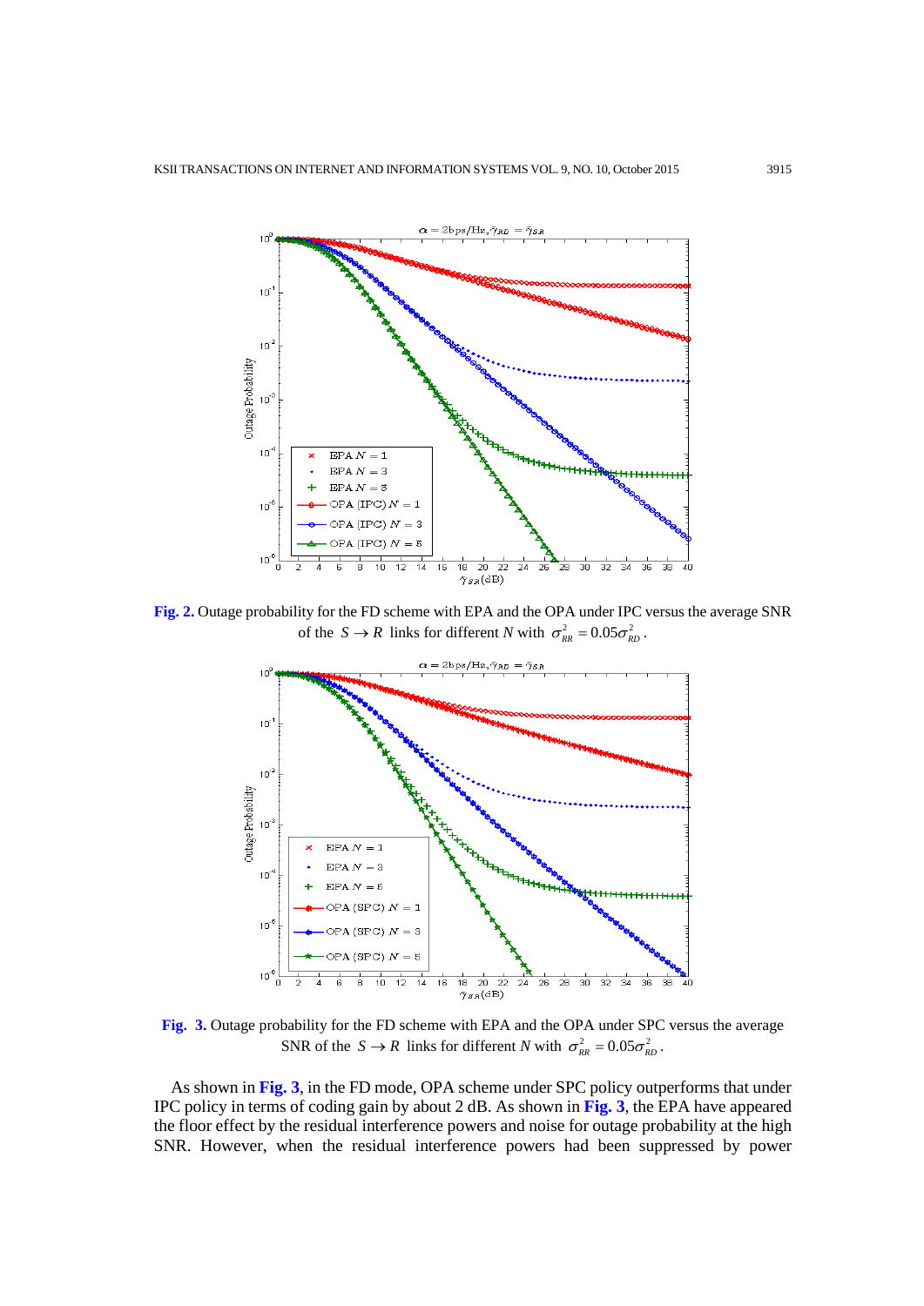**Fig. 2.** Outage probability for the FD scheme with EPA and the OPA under IPC versus the average SNR of the $S \rightarrow R$ links for different $N$ with $\sigma_{RR}^2 = 0.05\sigma_{RD}^2$.

**Fig. 3.** Outage probability for the FD scheme with EPA and the OPA under SPC versus the average SNR of the $S \rightarrow R$ links for different $N$ with $\sigma_{RR}^2 = 0.05\sigma_{RD}^2$.

As shown in **Fig. 3**, in the FD mode, OPA scheme under SPC policy outperforms that under IPC policy in terms of coding gain by about 2 dB. As shown in **Fig. 3**, the EPA have appeared the floor effect by the residual interference powers and noise for outage probability at the high SNR. However, when the residual interference powers had been suppressed by power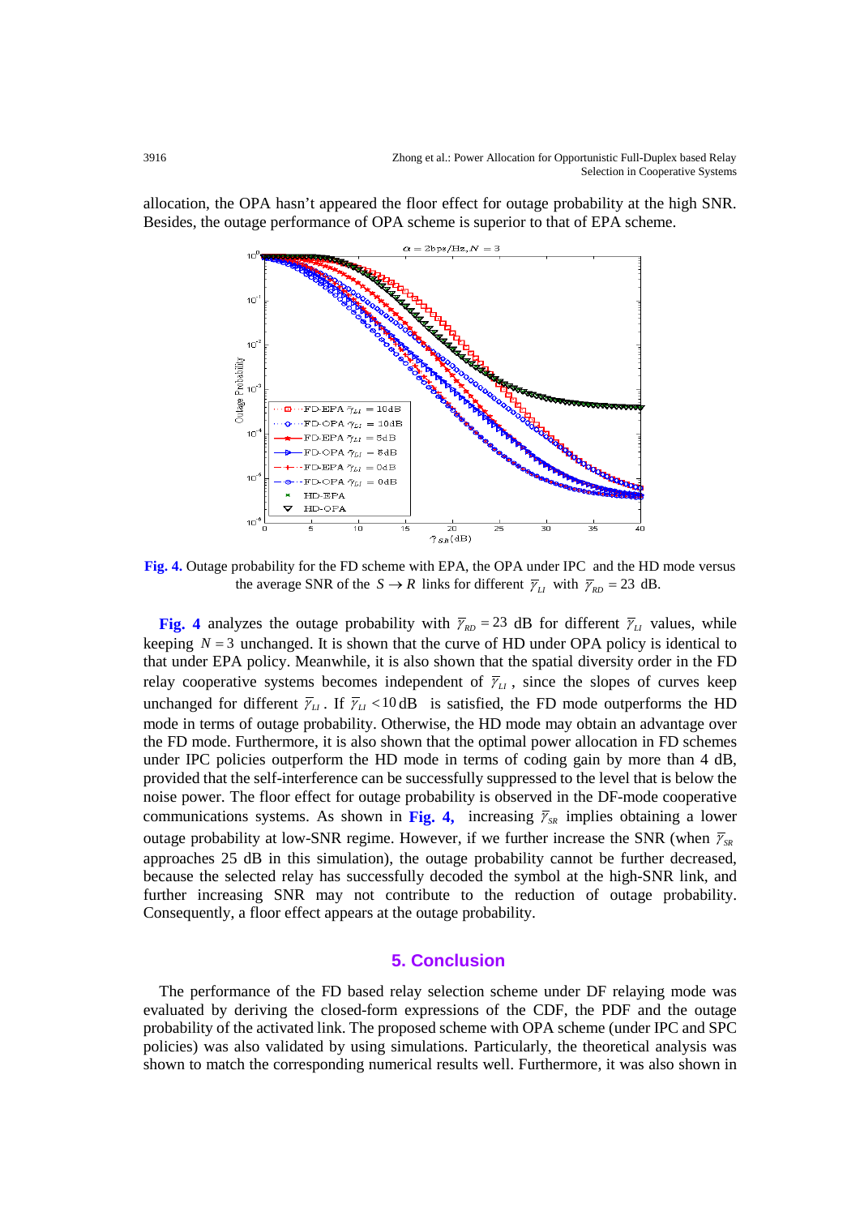allocation, the OPA hasn't appeared the floor effect for outage probability at the high SNR. Besides, the outage performance of OPA scheme is superior to that of EPA scheme.

**Fig. 4.** Outage probability for the FD scheme with EPA, the OPA under IPC and the HD mode versus the average SNR of the $S \rightarrow R$ links for different $\overline{\gamma}_{LI}$ with $\overline{\gamma}_{RD} = 23$ dB.

**Fig. 4** analyzes the outage probability with $\overline{\gamma}_{RD} = 23$ dB for different $\overline{\gamma}_{LI}$ values, while keeping $N = 3$ unchanged. It is shown that the curve of HD under OPA policy is identical to that under EPA policy. Meanwhile, it is also shown that the spatial diversity order in the FD relay cooperative systems becomes independent of $\overline{\gamma}_{LI}$, since the slopes of curves keep unchanged for different $\overline{\gamma}_{LI}$. If $\overline{\gamma}_{LI} < 10$ dB is satisfied, the FD mode outperforms the HD mode in terms of outage probability. Otherwise, the HD mode may obtain an advantage over the FD mode. Furthermore, it is also shown that the optimal power allocation in FD schemes under IPC policies outperform the HD mode in terms of coding gain by more than 4 dB, provided that the self-interference can be successfully suppressed to the level that is below the noise power. The floor effect for outage probability is observed in the DF-mode cooperative communications systems. As shown in **Fig. 4**, increasing $\overline{\gamma}_{SR}$ implies obtaining a lower outage probability at low-SNR regime. However, if we further increase the SNR (when $\overline{\gamma}_{SR}$ approaches 25 dB in this simulation), the outage probability cannot be further decreased, because the selected relay has successfully decoded the symbol at the high-SNR link, and further increasing SNR may not contribute to the reduction of outage probability. Consequently, a floor effect appears at the outage probability.

## 5. Conclusion

The performance of the FD based relay selection scheme under DF relaying mode was evaluated by deriving the closed-form expressions of the CDF, the PDF and the outage probability of the activated link. The proposed scheme with OPA scheme (under IPC and SPC policies) was also validated by using simulations. Particularly, the theoretical analysis was shown to match the corresponding numerical results well. Furthermore, it was also shown in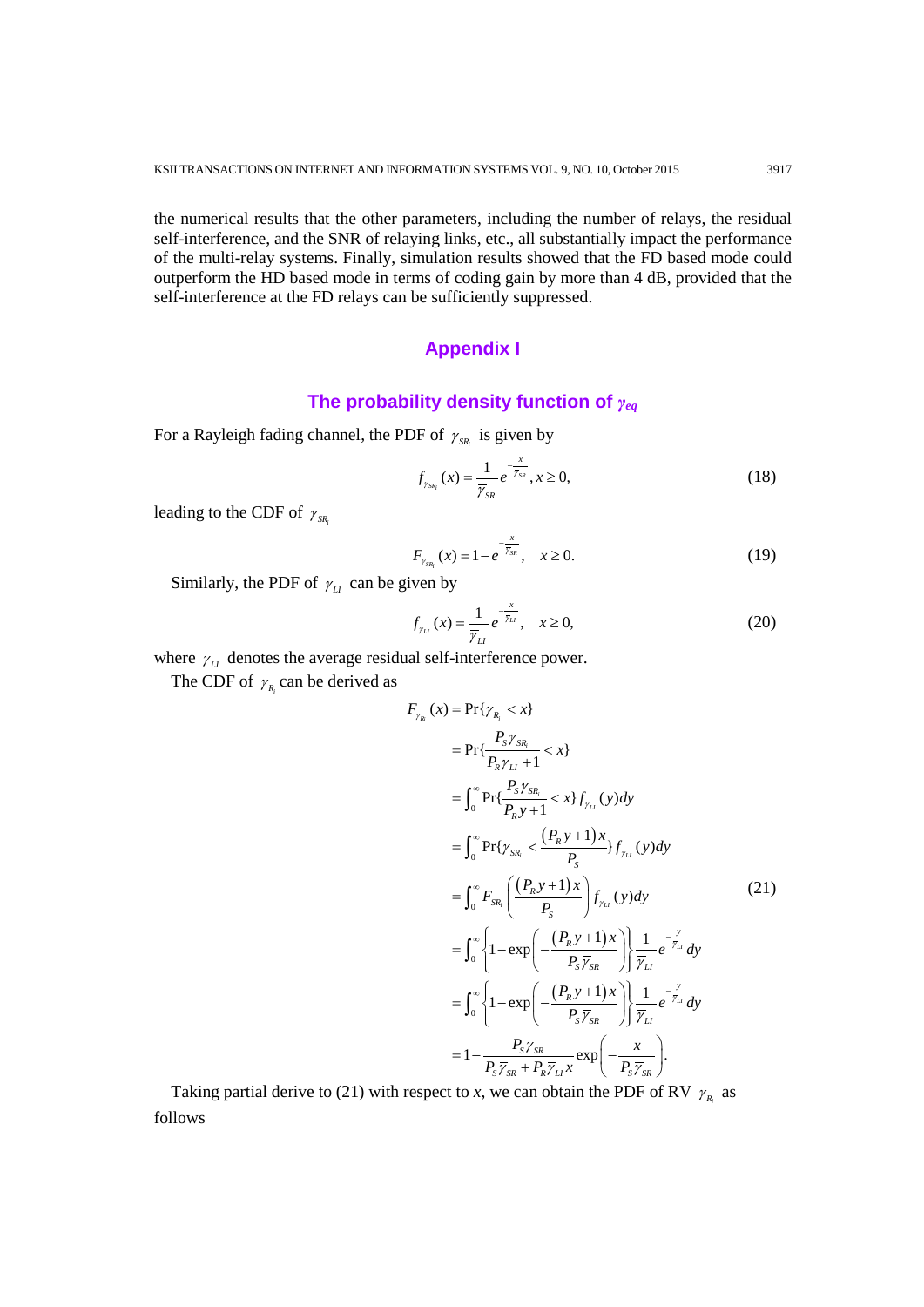the numerical results that the other parameters, including the number of relays, the residual self-interference, and the SNR of relaying links, etc., all substantially impact the performance of the multi-relay systems. Finally, simulation results showed that the FD based mode could outperform the HD based mode in terms of coding gain by more than 4 dB, provided that the self-interference at the FD relays can be sufficiently suppressed.

## Appendix I

### The probability density function of $\gamma_{eq}$

For a Rayleigh fading channel, the PDF of $\gamma_{SR_i}$ is given by

$$f_{\gamma_{SR_i}}(x) = \frac{1}{\overline{\gamma}_{SR}} e^{-\frac{x}{\overline{\gamma}_{SR}}}, x \geq 0, \tag{18}$$

leading to the CDF of $\gamma_{SR_i}$

$$F_{\gamma_{SR_i}}(x) = 1 - e^{-\frac{x}{\overline{\gamma}_{SR}}}, \quad x \geq 0. \tag{19}$$

Similarly, the PDF of $\gamma_{LI}$ can be given by

$$f_{\gamma_{LI}}(x) = \frac{1}{\overline{\gamma}_{LI}} e^{-\frac{x}{\overline{\gamma}_{LI}}}, \quad x \geq 0, \tag{20}$$

where $\overline{\gamma}_{LI}$ denotes the average residual self-interference power.

The CDF of $\gamma_{R_i}$ can be derived as

$$\begin{aligned}
F_{\gamma_{R_i}}(x) &= \Pr\{\gamma_{R_i} < x\} \\
&= \Pr\{\frac{P_S \gamma_{SR_i}}{P_R \gamma_{LI} + 1} < x\} \\
&= \int_0^\infty \Pr\{\frac{P_S \gamma_{SR_i}}{P_R y + 1} < x\} f_{\gamma_{LI}}(y) dy \\
&= \int_0^\infty \Pr\{\gamma_{SR_i} < \frac{(P_R y + 1)x}{P_S}\} f_{\gamma_{LI}}(y) dy \\
&= \int_0^\infty F_{SR_i}\left(\frac{(P_R y + 1)x}{P_S}\right) f_{\gamma_{LI}}(y) dy \\
&= \int_0^\infty \left\{1 - \exp\left(-\frac{(P_R y + 1)x}{P_S \overline{\gamma}_{SR}}\right)\right\} \frac{1}{\overline{\gamma}_{LI}} e^{-\frac{y}{\overline{\gamma}_{LI}}} dy \\
&= \int_0^\infty \left\{1 - \exp\left(-\frac{(P_R y + 1)x}{P_S \overline{\gamma}_{SR}}\right)\right\} \frac{1}{\overline{\gamma}_{LI}} e^{-\frac{y}{\overline{\gamma}_{LI}}} dy \\
&= 1 - \frac{P_S \overline{\gamma}_{SR}}{P_S \overline{\gamma}_{SR} + P_R \overline{\gamma}_{LI} x} \exp\left(-\frac{x}{P_S \overline{\gamma}_{SR}}\right).
\end{aligned} \tag{21}$$

Taking partial derive to (21) with respect to $x$, we can obtain the PDF of RV $\gamma_{R_i}$ as follows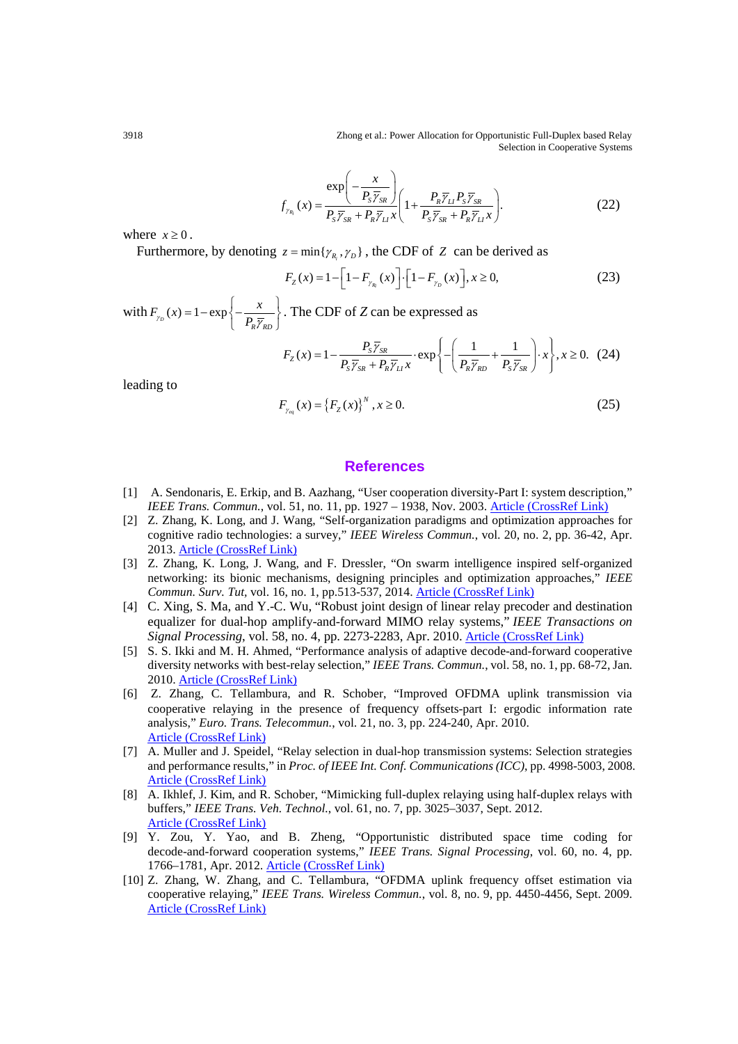$$f_{\gamma_{R_i}}(x) = \frac{\exp\left(-\frac{x}{P_S \overline{\gamma}_{SR}}\right)}{P_S \overline{\gamma}_{SR} + P_R \overline{\gamma}_{LI} x}\left(1 + \frac{P_R \overline{\gamma}_{LI} P_S \overline{\gamma}_{SR}}{P_S \overline{\gamma}_{SR} + P_R \overline{\gamma}_{LI} x}\right). \tag{22}$$

where $x \geq 0$.

Furthermore, by denoting $z = \min\{\gamma_{R_i}, \gamma_D\}$, the CDF of $Z$ can be derived as

$$F_Z(x) = 1 - \left[1 - F_{\gamma_{R_i}}(x)\right] \cdot \left[1 - F_{\gamma_D}(x)\right], x \geq 0, \tag{23}$$

with $F_{\gamma_D}(x) = 1 - \exp\left\{-\frac{x}{P_R \overline{\gamma}_{RD}}\right\}$. The CDF of $Z$ can be expressed as

$$F_Z(x) = 1 - \frac{P_S \overline{\gamma}_{SR}}{P_S \overline{\gamma}_{SR} + P_R \overline{\gamma}_{LI} x} \cdot \exp\left\{-\left(\frac{1}{P_R \overline{\gamma}_{RD}} + \frac{1}{P_S \overline{\gamma}_{SR}}\right) \cdot x\right\}, x \geq 0. \tag{24}$$

leading to

$$F_{\gamma_{eq}}(x) = \left\{F_Z(x)\right\}^N, x \geq 0. \tag{25}$$

## References

[1] A. Sendonaris, E. Erkip, and B. Aazhang, "User cooperation diversity-Part I: system description," *IEEE Trans. Commun.*, vol. 51, no. 11, pp. 1927 – 1938, Nov. 2003. Article (CrossRef Link)

[2] Z. Zhang, K. Long, and J. Wang, "Self-organization paradigms and optimization approaches for cognitive radio technologies: a survey," *IEEE Wireless Commun.*, vol. 20, no. 2, pp. 36-42, Apr. 2013. Article (CrossRef Link)

[3] Z. Zhang, K. Long, J. Wang, and F. Dressler, "On swarm intelligence inspired self-organized networking: its bionic mechanisms, designing principles and optimization approaches," *IEEE Commun. Surv. Tut*, vol. 16, no. 1, pp.513-537, 2014. Article (CrossRef Link)

[4] C. Xing, S. Ma, and Y.-C. Wu, "Robust joint design of linear relay precoder and destination equalizer for dual-hop amplify-and-forward MIMO relay systems," *IEEE Transactions on Signal Processing*, vol. 58, no. 4, pp. 2273-2283, Apr. 2010. Article (CrossRef Link)

[5] S. S. Ikki and M. H. Ahmed, "Performance analysis of adaptive decode-and-forward cooperative diversity networks with best-relay selection," *IEEE Trans. Commun.*, vol. 58, no. 1, pp. 68-72, Jan. 2010. Article (CrossRef Link)

[6] Z. Zhang, C. Tellambura, and R. Schober, "Improved OFDMA uplink transmission via cooperative relaying in the presence of frequency offsets-part I: ergodic information rate analysis," *Euro. Trans. Telecommun.*, vol. 21, no. 3, pp. 224-240, Apr. 2010. Article (CrossRef Link)

[7] A. Muller and J. Speidel, "Relay selection in dual-hop transmission systems: Selection strategies and performance results," in *Proc. of IEEE Int. Conf. Communications (ICC)*, pp. 4998-5003, 2008. Article (CrossRef Link)

[8] A. Ikhlef, J. Kim, and R. Schober, "Mimicking full-duplex relaying using half-duplex relays with buffers," *IEEE Trans. Veh. Technol.*, vol. 61, no. 7, pp. 3025–3037, Sept. 2012. Article (CrossRef Link)

[9] Y. Zou, Y. Yao, and B. Zheng, "Opportunistic distributed space time coding for decode-and-forward cooperation systems," *IEEE Trans. Signal Processing*, vol. 60, no. 4, pp. 1766–1781, Apr. 2012. Article (CrossRef Link)

[10] Z. Zhang, W. Zhang, and C. Tellambura, "OFDMA uplink frequency offset estimation via cooperative relaying," *IEEE Trans. Wireless Commun.*, vol. 8, no. 9, pp. 4450-4456, Sept. 2009. Article (CrossRef Link)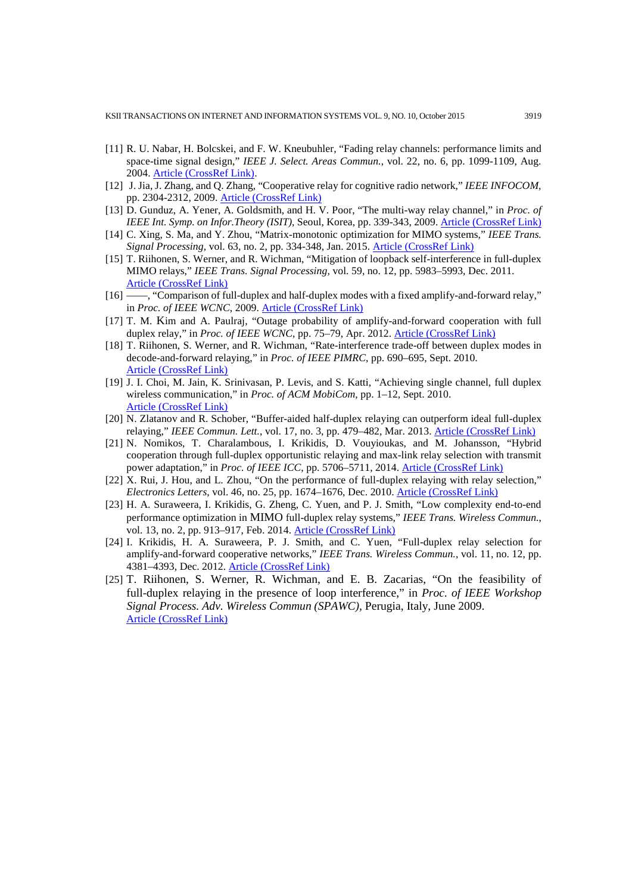[11] R. U. Nabar, H. Bolcskei, and F. W. Kneubuhler, "Fading relay channels: performance limits and space-time signal design," *IEEE J. Select. Areas Commun.*, vol. 22, no. 6, pp. 1099-1109, Aug. 2004. Article (CrossRef Link).

[12] J. Jia, J. Zhang, and Q. Zhang, "Cooperative relay for cognitive radio network," *IEEE INFOCOM*, pp. 2304-2312, 2009. Article (CrossRef Link)

[13] D. Gunduz, A. Yener, A. Goldsmith, and H. V. Poor, "The multi-way relay channel," in *Proc. of IEEE Int. Symp. on Infor.Theory (ISIT)*, Seoul, Korea, pp. 339-343, 2009. Article (CrossRef Link)

[14] C. Xing, S. Ma, and Y. Zhou, "Matrix-monotonic optimization for MIMO systems," *IEEE Trans. Signal Processing*, vol. 63, no. 2, pp. 334-348, Jan. 2015. Article (CrossRef Link)

[15] T. Riihonen, S. Werner, and R. Wichman, "Mitigation of loopback self-interference in full-duplex MIMO relays," *IEEE Trans. Signal Processing*, vol. 59, no. 12, pp. 5983–5993, Dec. 2011. Article (CrossRef Link)

[16] ——, "Comparison of full-duplex and half-duplex modes with a fixed amplify-and-forward relay," in *Proc. of IEEE WCNC*, 2009. Article (CrossRef Link)

[17] T. M. Kim and A. Paulraj, "Outage probability of amplify-and-forward cooperation with full duplex relay," in *Proc. of IEEE WCNC*, pp. 75–79, Apr. 2012. Article (CrossRef Link)

[18] T. Riihonen, S. Werner, and R. Wichman, "Rate-interference trade-off between duplex modes in decode-and-forward relaying," in *Proc. of IEEE PIMRC*, pp. 690–695, Sept. 2010. Article (CrossRef Link)

[19] J. I. Choi, M. Jain, K. Srinivasan, P. Levis, and S. Katti, "Achieving single channel, full duplex wireless communication," in *Proc. of ACM MobiCom*, pp. 1–12, Sept. 2010. Article (CrossRef Link)

[20] N. Zlatanov and R. Schober, "Buffer-aided half-duplex relaying can outperform ideal full-duplex relaying," *IEEE Commun. Lett.*, vol. 17, no. 3, pp. 479–482, Mar. 2013. Article (CrossRef Link)

[21] N. Nomikos, T. Charalambous, I. Krikidis, D. Vouyioukas, and M. Johansson, "Hybrid cooperation through full-duplex opportunistic relaying and max-link relay selection with transmit power adaptation," in *Proc. of IEEE ICC*, pp. 5706–5711, 2014. Article (CrossRef Link)

[22] X. Rui, J. Hou, and L. Zhou, "On the performance of full-duplex relaying with relay selection," *Electronics Letters*, vol. 46, no. 25, pp. 1674–1676, Dec. 2010. Article (CrossRef Link)

[23] H. A. Suraweera, I. Krikidis, G. Zheng, C. Yuen, and P. J. Smith, "Low complexity end-to-end performance optimization in MIMO full-duplex relay systems," *IEEE Trans. Wireless Commun.*, vol. 13, no. 2, pp. 913–917, Feb. 2014. Article (CrossRef Link)

[24] I. Krikidis, H. A. Suraweera, P. J. Smith, and C. Yuen, "Full-duplex relay selection for amplify-and-forward cooperative networks," *IEEE Trans. Wireless Commun.*, vol. 11, no. 12, pp. 4381–4393, Dec. 2012. Article (CrossRef Link)

[25] T. Riihonen, S. Werner, R. Wichman, and E. B. Zacarias, "On the feasibility of full-duplex relaying in the presence of loop interference," in *Proc. of IEEE Workshop Signal Process. Adv. Wireless Commun (SPAWC)*, Perugia, Italy, June 2009. Article (CrossRef Link)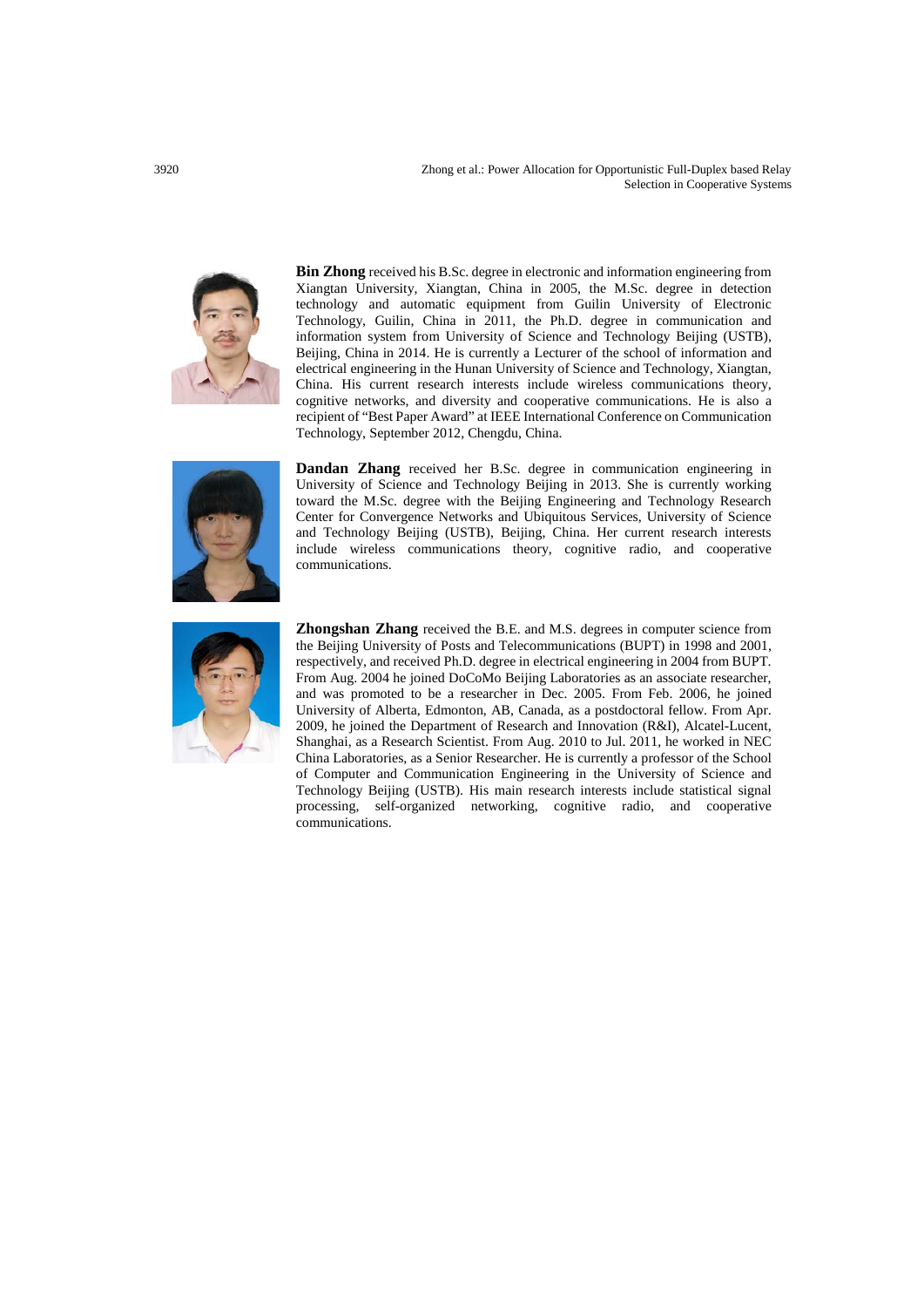**Bin Zhong** received his B.Sc. degree in electronic and information engineering from Xiangtan University, Xiangtan, China in 2005, the M.Sc. degree in detection technology and automatic equipment from Guilin University of Electronic Technology, Guilin, China in 2011, the Ph.D. degree in communication and information system from University of Science and Technology Beijing (USTB), Beijing, China in 2014. He is currently a Lecturer of the school of information and electrical engineering in the Hunan University of Science and Technology, Xiangtan, China. His current research interests include wireless communications theory, cognitive networks, and diversity and cooperative communications. He is also a recipient of "Best Paper Award" at IEEE International Conference on Communication Technology, September 2012, Chengdu, China.

**Dandan Zhang** received her B.Sc. degree in communication engineering in University of Science and Technology Beijing in 2013. She is currently working toward the M.Sc. degree with the Beijing Engineering and Technology Research Center for Convergence Networks and Ubiquitous Services, University of Science and Technology Beijing (USTB), Beijing, China. Her current research interests include wireless communications theory, cognitive radio, and cooperative communications.

**Zhongshan Zhang** received the B.E. and M.S. degrees in computer science from the Beijing University of Posts and Telecommunications (BUPT) in 1998 and 2001, respectively, and received Ph.D. degree in electrical engineering in 2004 from BUPT. From Aug. 2004 he joined DoCoMo Beijing Laboratories as an associate researcher, and was promoted to be a researcher in Dec. 2005. From Feb. 2006, he joined University of Alberta, Edmonton, AB, Canada, as a postdoctoral fellow. From Apr. 2009, he joined the Department of Research and Innovation (R&I), Alcatel-Lucent, Shanghai, as a Research Scientist. From Aug. 2010 to Jul. 2011, he worked in NEC China Laboratories, as a Senior Researcher. He is currently a professor of the School of Computer and Communication Engineering in the University of Science and Technology Beijing (USTB). His main research interests include statistical signal processing, self-organized networking, cognitive radio, and cooperative communications.